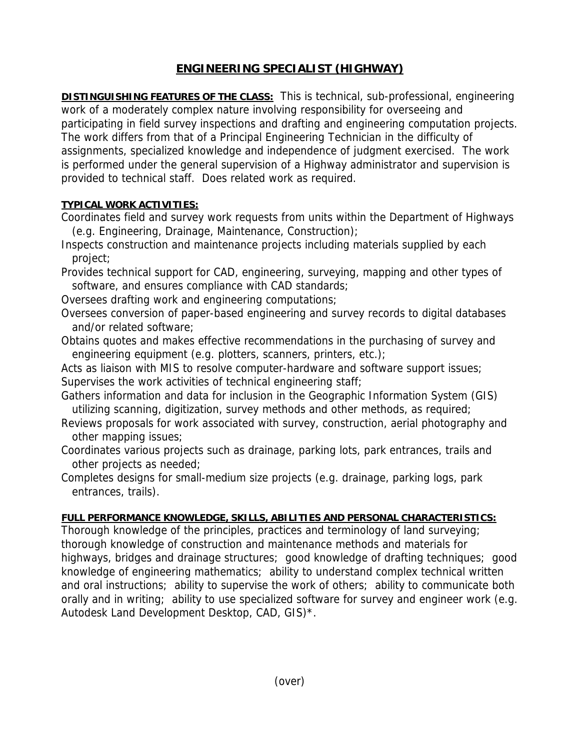# ENGINEERING SPECIALIST (HIGHWAY)

**DISTINGUISHING FEATURES OF THE CLASS:** This is technical, sub-professional, engineering work of a moderately complex nature involving responsibility for overseeing and participating in field survey inspections and drafting and engineering computation projects. The work differs from that of a Principal Engineering Technician in the difficulty of assignments, specialized knowledge and independence of judgment exercised. The work is performed under the general supervision of a Highway administrator and supervision is provided to technical staff. Does related work as required.

**TYPICAL WORK ACTIVITIES:**

Coordinates field and survey work requests from units within the Department of Highways (e.g. Engineering, Drainage, Maintenance, Construction);

Inspects construction and maintenance projects including materials supplied by each project;

Provides technical support for CAD, engineering, surveying, mapping and other types of software, and ensures compliance with CAD standards;

Oversees drafting work and engineering computations;

Oversees conversion of paper-based engineering and survey records to digital databases and/or related software;

Obtains quotes and makes effective recommendations in the purchasing of survey and engineering equipment (e.g. plotters, scanners, printers, etc.);

Acts as liaison with MIS to resolve computer-hardware and software support issues;

Supervises the work activities of technical engineering staff;

Gathers information and data for inclusion in the Geographic Information System (GIS) utilizing scanning, digitization, survey methods and other methods, as required;

Reviews proposals for work associated with survey, construction, aerial photography and other mapping issues;

Coordinates various projects such as drainage, parking lots, park entrances, trails and other projects as needed;

Completes designs for small-medium size projects (e.g. drainage, parking logs, park entrances, trails).

**FULL PERFORMANCE KNOWLEDGE, SKILLS, ABILITIES AND PERSONAL CHARACTERISTICS:**

Thorough knowledge of the principles, practices and terminology of land surveying; thorough knowledge of construction and maintenance methods and materials for highways, bridges and drainage structures; good knowledge of drafting techniques; good knowledge of engineering mathematics; ability to understand complex technical written and oral instructions; ability to supervise the work of others; ability to communicate both orally and in writing; ability to use specialized software for survey and engineer work (e.g. Autodesk Land Development Desktop, CAD, GIS)*.

(over)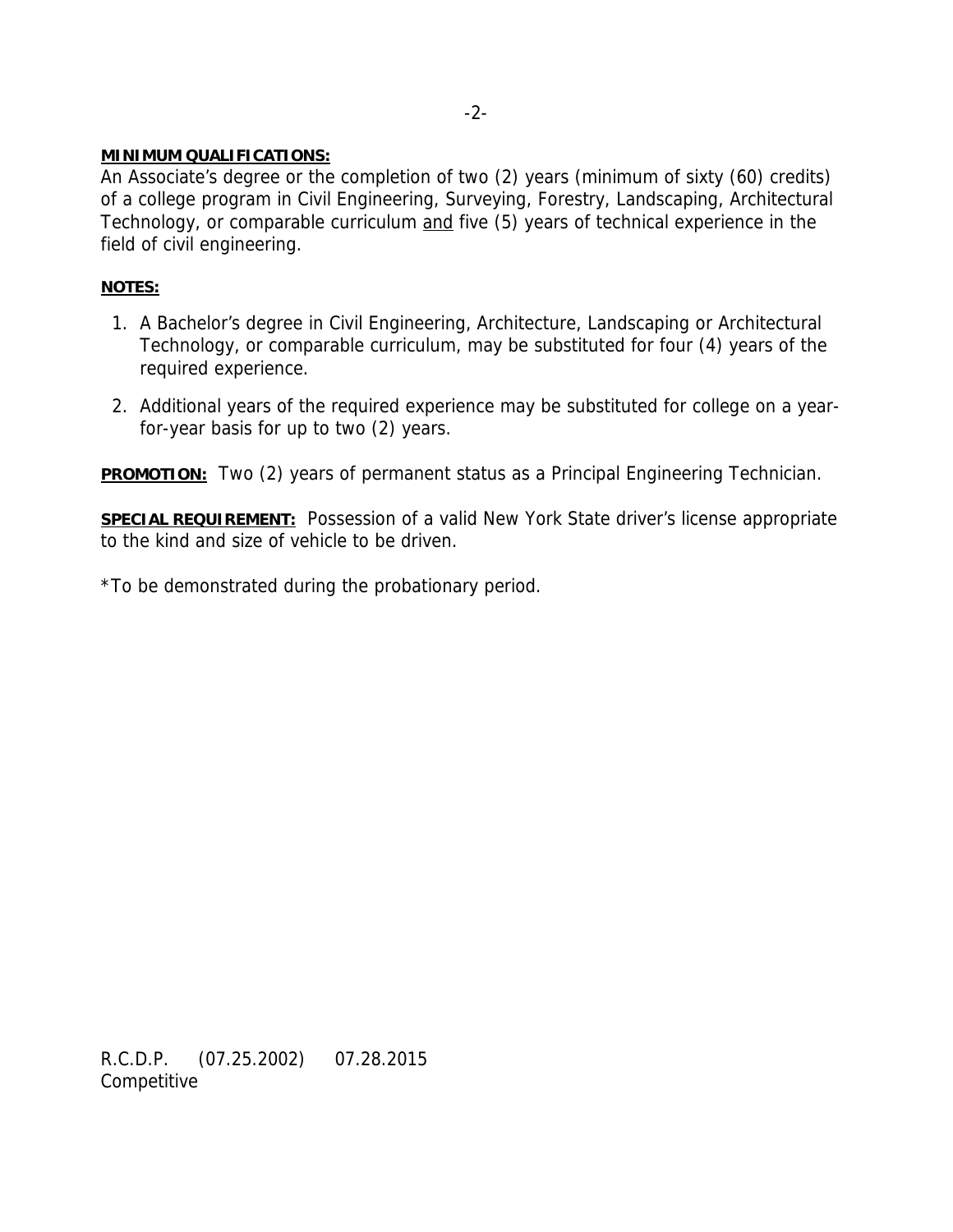**MINIMUM QUALIFICATIONS:**
An Associate's degree or the completion of two (2) years (minimum of sixty (60) credits) of a college program in Civil Engineering, Surveying, Forestry, Landscaping, Architectural Technology, or comparable curriculum <u>and</u> five (5) years of technical experience in the field of civil engineering.

**NOTES:**

1. A Bachelor's degree in Civil Engineering, Architecture, Landscaping or Architectural Technology, or comparable curriculum, may be substituted for four (4) years of the required experience.
2. Additional years of the required experience may be substituted for college on a year-for-year basis for up to two (2) years.

**PROMOTION:** Two (2) years of permanent status as a Principal Engineering Technician.

**SPECIAL REQUIREMENT:** Possession of a valid New York State driver's license appropriate to the kind and size of vehicle to be driven.

*To be demonstrated during the probationary period.

R.C.D.P. (07.25.2002) 07.28.2015
Competitive